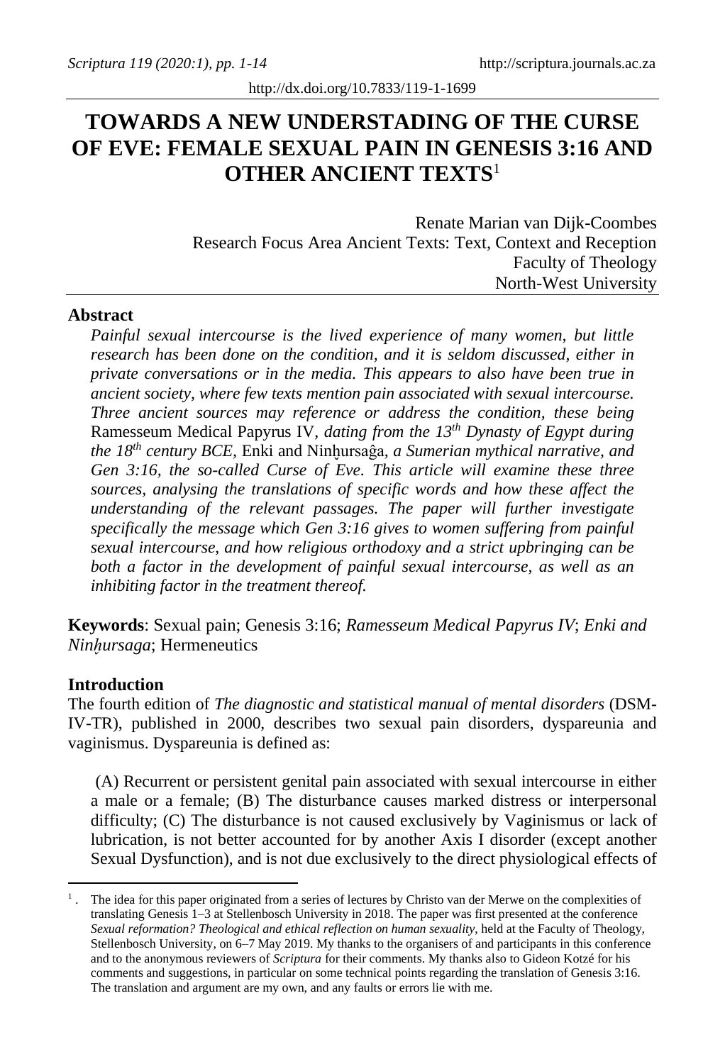http://dx.doi.org/10.7833/119-1-1699

# TOWARDS A NEW UNDERSTADING OF THE CURSE OF EVE: FEMALE SEXUAL PAIN IN GENESIS 3:16 AND OTHER ANCIENT TEXTS[1]

Renate Marian van Dijk-Coombes
Research Focus Area Ancient Texts: Text, Context and Reception
Faculty of Theology
North-West University

## Abstract

*Painful sexual intercourse is the lived experience of many women, but little research has been done on the condition, and it is seldom discussed, either in private conversations or in the media. This appears to also have been true in ancient society, where few texts mention pain associated with sexual intercourse. Three ancient sources may reference or address the condition, these being* Ramesseum Medical Papyrus IV, *dating from the 13th Dynasty of Egypt during the 18th century BCE,* Enki and Ninḫursaĝa, *a Sumerian mythical narrative, and Gen 3:16, the so-called Curse of Eve. This article will examine these three sources, analysing the translations of specific words and how these affect the understanding of the relevant passages. The paper will further investigate specifically the message which Gen 3:16 gives to women suffering from painful sexual intercourse, and how religious orthodoxy and a strict upbringing can be both a factor in the development of painful sexual intercourse, as well as an inhibiting factor in the treatment thereof.*

**Keywords**: Sexual pain; Genesis 3:16; *Ramesseum Medical Papyrus IV*; *Enki and Ninḫursaga*; Hermeneutics

## Introduction

The fourth edition of *The diagnostic and statistical manual of mental disorders* (DSM-IV-TR), published in 2000, describes two sexual pain disorders, dyspareunia and vaginismus. Dyspareunia is defined as:

> (A) Recurrent or persistent genital pain associated with sexual intercourse in either a male or a female; (B) The disturbance causes marked distress or interpersonal difficulty; (C) The disturbance is not caused exclusively by Vaginismus or lack of lubrication, is not better accounted for by another Axis I disorder (except another Sexual Dysfunction), and is not due exclusively to the direct physiological effects of

---

[1] The idea for this paper originated from a series of lectures by Christo van der Merwe on the complexities of translating Genesis 1–3 at Stellenbosch University in 2018. The paper was first presented at the conference *Sexual reformation? Theological and ethical reflection on human sexuality*, held at the Faculty of Theology, Stellenbosch University, on 6–7 May 2019. My thanks to the organisers of and participants in this conference and to the anonymous reviewers of *Scriptura* for their comments. My thanks also to Gideon Kotzé for his comments and suggestions, in particular on some technical points regarding the translation of Genesis 3:16. The translation and argument are my own, and any faults or errors lie with me.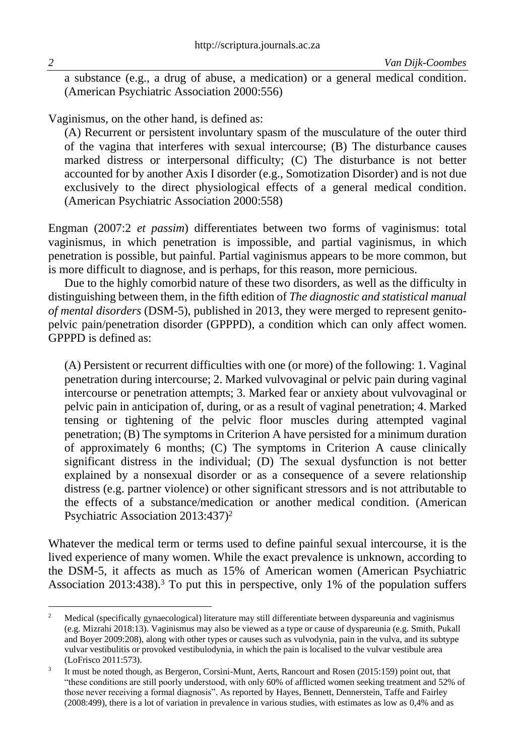> a substance (e.g., a drug of abuse, a medication) or a general medical condition. (American Psychiatric Association 2000:556)

Vaginismus, on the other hand, is defined as:

> (A) Recurrent or persistent involuntary spasm of the musculature of the outer third of the vagina that interferes with sexual intercourse; (B) The disturbance causes marked distress or interpersonal difficulty; (C) The disturbance is not better accounted for by another Axis I disorder (e.g., Somotization Disorder) and is not due exclusively to the direct physiological effects of a general medical condition. (American Psychiatric Association 2000:558)

Engman (2007:2 *et passim*) differentiates between two forms of vaginismus: total vaginismus, in which penetration is impossible, and partial vaginismus, in which penetration is possible, but painful. Partial vaginismus appears to be more common, but is more difficult to diagnose, and is perhaps, for this reason, more pernicious.

Due to the highly comorbid nature of these two disorders, as well as the difficulty in distinguishing between them, in the fifth edition of *The diagnostic and statistical manual of mental disorders* (DSM-5), published in 2013, they were merged to represent genito-pelvic pain/penetration disorder (GPPPD), a condition which can only affect women. GPPPD is defined as:

> (A) Persistent or recurrent difficulties with one (or more) of the following: 1. Vaginal penetration during intercourse; 2. Marked vulvovaginal or pelvic pain during vaginal intercourse or penetration attempts; 3. Marked fear or anxiety about vulvovaginal or pelvic pain in anticipation of, during, or as a result of vaginal penetration; 4. Marked tensing or tightening of the pelvic floor muscles during attempted vaginal penetration; (B) The symptoms in Criterion A have persisted for a minimum duration of approximately 6 months; (C) The symptoms in Criterion A cause clinically significant distress in the individual; (D) The sexual dysfunction is not better explained by a nonsexual disorder or as a consequence of a severe relationship distress (e.g. partner violence) or other significant stressors and is not attributable to the effects of a substance/medication or another medical condition. (American Psychiatric Association 2013:437)[2]

Whatever the medical term or terms used to define painful sexual intercourse, it is the lived experience of many women. While the exact prevalence is unknown, according to the DSM-5, it affects as much as 15% of American women (American Psychiatric Association 2013:438).[3] To put this in perspective, only 1% of the population suffers

---

[2] Medical (specifically gynaecological) literature may still differentiate between dyspareunia and vaginismus (e.g. Mizrahi 2018:13). Vaginismus may also be viewed as a type or cause of dyspareunia (e.g. Smith, Pukall and Boyer 2009:208), along with other types or causes such as vulvodynia, pain in the vulva, and its subtype vulvar vestibulitis or provoked vestibulodynia, in which the pain is localised to the vulvar vestibule area (LoFrisco 2011:573).

[3] It must be noted though, as Bergeron, Corsini-Munt, Aerts, Rancourt and Rosen (2015:159) point out, that "these conditions are still poorly understood, with only 60% of afflicted women seeking treatment and 52% of those never receiving a formal diagnosis". As reported by Hayes, Bennett, Dennerstein, Taffe and Fairley (2008:499), there is a lot of variation in prevalence in various studies, with estimates as low as 0,4% and as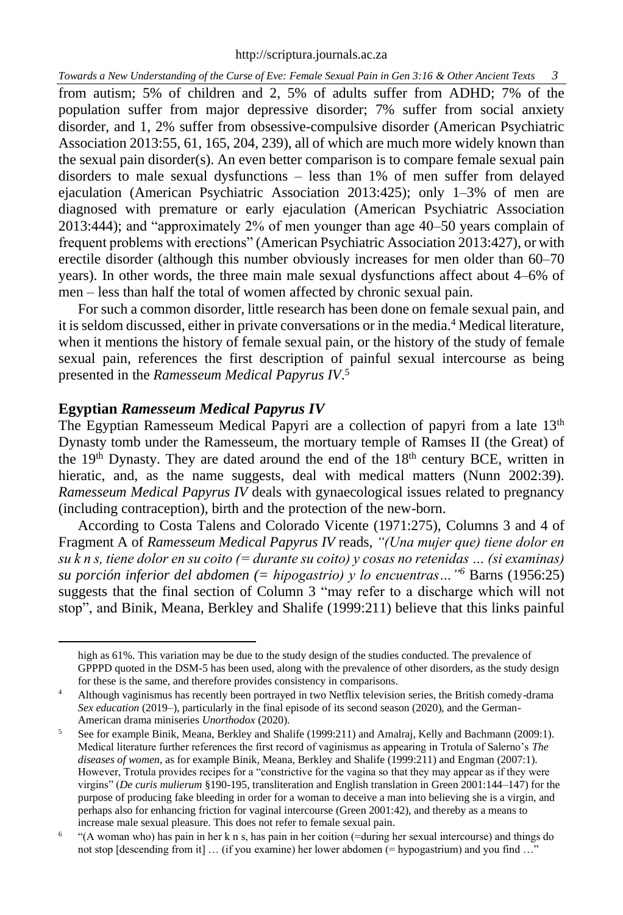from autism; 5% of children and 2, 5% of adults suffer from ADHD; 7% of the population suffer from major depressive disorder; 7% suffer from social anxiety disorder, and 1, 2% suffer from obsessive-compulsive disorder (American Psychiatric Association 2013:55, 61, 165, 204, 239), all of which are much more widely known than the sexual pain disorder(s). An even better comparison is to compare female sexual pain disorders to male sexual dysfunctions – less than 1% of men suffer from delayed ejaculation (American Psychiatric Association 2013:425); only 1–3% of men are diagnosed with premature or early ejaculation (American Psychiatric Association 2013:444); and "approximately 2% of men younger than age 40–50 years complain of frequent problems with erections" (American Psychiatric Association 2013:427), or with erectile disorder (although this number obviously increases for men older than 60–70 years). In other words, the three main male sexual dysfunctions affect about 4–6% of men – less than half the total of women affected by chronic sexual pain.

For such a common disorder, little research has been done on female sexual pain, and it is seldom discussed, either in private conversations or in the media.[4] Medical literature, when it mentions the history of female sexual pain, or the history of the study of female sexual pain, references the first description of painful sexual intercourse as being presented in the *Ramesseum Medical Papyrus IV*.[5]

## Egyptian *Ramesseum Medical Papyrus IV*

The Egyptian Ramesseum Medical Papyri are a collection of papyri from a late 13th Dynasty tomb under the Ramesseum, the mortuary temple of Ramses II (the Great) of the 19th Dynasty. They are dated around the end of the 18th century BCE, written in hieratic, and, as the name suggests, deal with medical matters (Nunn 2002:39). *Ramesseum Medical Papyrus IV* deals with gynaecological issues related to pregnancy (including contraception), birth and the protection of the new-born.

According to Costa Talens and Colorado Vicente (1971:275), Columns 3 and 4 of Fragment A of *Ramesseum Medical Papyrus IV* reads, *"(Una mujer que) tiene dolor en su k n s, tiene dolor en su coito (= durante su coito) y cosas no retenidas … (si examinas) su porción inferior del abdomen (= hipogastrio) y lo encuentras…"*[6] Barns (1956:25) suggests that the final section of Column 3 "may refer to a discharge which will not stop", and Binik, Meana, Berkley and Shalife (1999:211) believe that this links painful

---

high as 61%. This variation may be due to the study design of the studies conducted. The prevalence of GPPPD quoted in the DSM-5 has been used, along with the prevalence of other disorders, as the study design for these is the same, and therefore provides consistency in comparisons.

[4] Although vaginismus has recently been portrayed in two Netflix television series, the British comedy-drama *Sex education* (2019–), particularly in the final episode of its second season (2020), and the German-American drama miniseries *Unorthodox* (2020).

[5] See for example Binik, Meana, Berkley and Shalife (1999:211) and Amalraj, Kelly and Bachmann (2009:1). Medical literature further references the first record of vaginismus as appearing in Trotula of Salerno's *The diseases of women*, as for example Binik, Meana, Berkley and Shalife (1999:211) and Engman (2007:1). However, Trotula provides recipes for a "constrictive for the vagina so that they may appear as if they were virgins" (*De curis mulierum* §190-195, transliteration and English translation in Green 2001:144–147) for the purpose of producing fake bleeding in order for a woman to deceive a man into believing she is a virgin, and perhaps also for enhancing friction for vaginal intercourse (Green 2001:42), and thereby as a means to increase male sexual pleasure. This does not refer to female sexual pain.

[6] "(A woman who) has pain in her k n s, has pain in her coition (=during her sexual intercourse) and things do not stop [descending from it] … (if you examine) her lower abdomen (= hypogastrium) and you find …"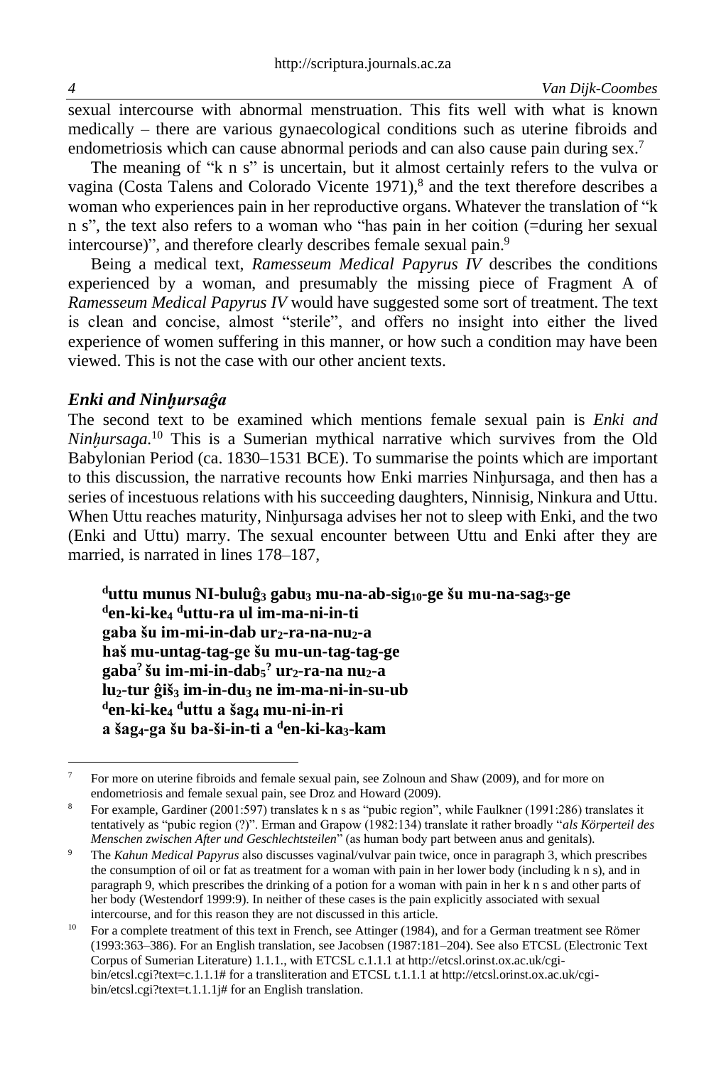sexual intercourse with abnormal menstruation. This fits well with what is known medically – there are various gynaecological conditions such as uterine fibroids and endometriosis which can cause abnormal periods and can also cause pain during sex.[7]

The meaning of "k n s" is uncertain, but it almost certainly refers to the vulva or vagina (Costa Talens and Colorado Vicente 1971),[8] and the text therefore describes a woman who experiences pain in her reproductive organs. Whatever the translation of "k n s", the text also refers to a woman who "has pain in her coition (=during her sexual intercourse)", and therefore clearly describes female sexual pain.[9]

Being a medical text, *Ramesseum Medical Papyrus IV* describes the conditions experienced by a woman, and presumably the missing piece of Fragment A of *Ramesseum Medical Papyrus IV* would have suggested some sort of treatment. The text is clean and concise, almost "sterile", and offers no insight into either the lived experience of women suffering in this manner, or how such a condition may have been viewed. This is not the case with our other ancient texts.

### *Enki and Ninḫursaĝa*

The second text to be examined which mentions female sexual pain is *Enki and Ninḫursaga.*[10] This is a Sumerian mythical narrative which survives from the Old Babylonian Period (ca. 1830–1531 BCE). To summarise the points which are important to this discussion, the narrative recounts how Enki marries Ninḫursaga, and then has a series of incestuous relations with his succeeding daughters, Ninnisig, Ninkura and Uttu. When Uttu reaches maturity, Ninḫursaga advises her not to sleep with Enki, and the two (Enki and Uttu) marry. The sexual encounter between Uttu and Enki after they are married, is narrated in lines 178–187,

> **$^{d}$uttu munus NI-buluĝ$_3$ gabu$_3$ mu-na-ab-sig$_{10}$-ge šu mu-na-sag$_3$-ge**
> **$^{d}$en-ki-ke$_4$ $^{d}$uttu-ra ul im-ma-ni-in-ti**
> **gaba šu im-mi-in-dab ur$_2$-ra-na-nu$_2$-a**
> **haš mu-untag-tag-ge šu mu-un-tag-tag-ge**
> **gaba$^{?}$ šu im-mi-in-dab$_5^{?}$ ur$_2$-ra-na nu$_2$-a**
> **lu$_2$-tur ĝiš$_3$ im-in-du$_3$ ne im-ma-ni-in-su-ub**
> **$^{d}$en-ki-ke$_4$ $^{d}$uttu a šag$_4$ mu-ni-in-ri**
> **a šag$_4$-ga šu ba-ši-in-ti a $^{d}$en-ki-ka$_3$-kam**

---

[7] For more on uterine fibroids and female sexual pain, see Zolnoun and Shaw (2009), and for more on endometriosis and female sexual pain, see Droz and Howard (2009).

[8] For example, Gardiner (2001:597) translates k n s as "pubic region", while Faulkner (1991:286) translates it tentatively as "pubic region (?)". Erman and Grapow (1982:134) translate it rather broadly "*als Körperteil des Menschen zwischen After und Geschlechtsteilen*" (as human body part between anus and genitals).

[9] The *Kahun Medical Papyrus* also discusses vaginal/vulvar pain twice, once in paragraph 3, which prescribes the consumption of oil or fat as treatment for a woman with pain in her lower body (including k n s), and in paragraph 9, which prescribes the drinking of a potion for a woman with pain in her k n s and other parts of her body (Westendorf 1999:9). In neither of these cases is the pain explicitly associated with sexual intercourse, and for this reason they are not discussed in this article.

[10] For a complete treatment of this text in French, see Attinger (1984), and for a German treatment see Römer (1993:363–386). For an English translation, see Jacobsen (1987:181–204). See also ETCSL (Electronic Text Corpus of Sumerian Literature) 1.1.1., with ETCSL c.1.1.1 at http://etcsl.orinst.ox.ac.uk/cgi-bin/etcsl.cgi?text=c.1.1.1# for a transliteration and ETCSL t.1.1.1 at http://etcsl.orinst.ox.ac.uk/cgi-bin/etcsl.cgi?text=t.1.1.1j# for an English translation.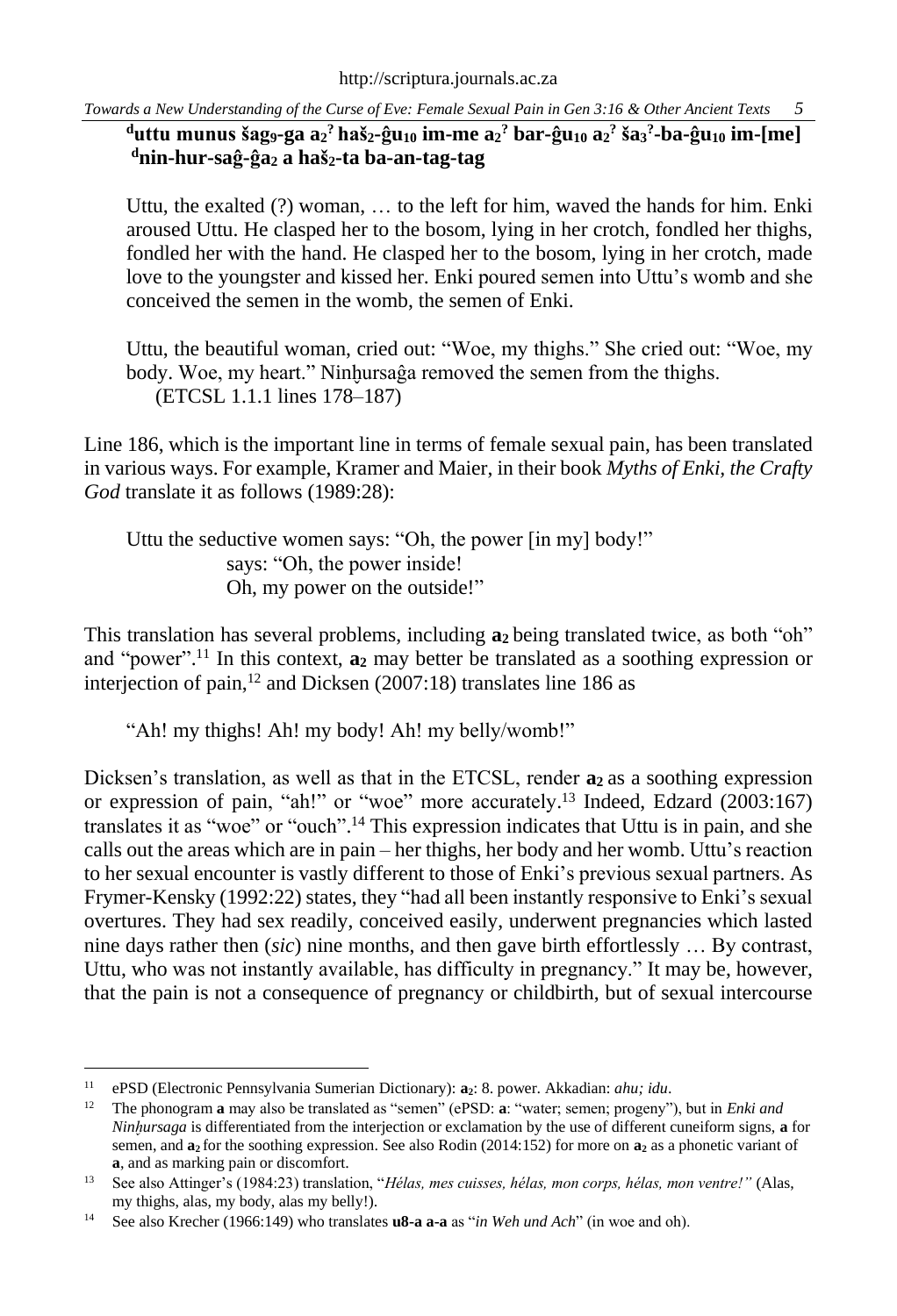**$^{d}$uttu munus šag$_9$-ga a$_2$$^?$ haš$_2$-ĝu$_{10}$ im-me a$_2$$^?$ bar-ĝu$_{10}$ a$_2$$^?$ ša$_3$$^?$-ba-ĝu$_{10}$ im-[me]**
**$^{d}$nin-hur-saĝ-ĝa$_2$ a haš$_2$-ta ba-an-tag-tag**

> Uttu, the exalted (?) woman, … to the left for him, waved the hands for him. Enki aroused Uttu. He clasped her to the bosom, lying in her crotch, fondled her thighs, fondled her with the hand. He clasped her to the bosom, lying in her crotch, made love to the youngster and kissed her. Enki poured semen into Uttu's womb and she conceived the semen in the womb, the semen of Enki.
>
> Uttu, the beautiful woman, cried out: "Woe, my thighs." She cried out: "Woe, my body. Woe, my heart." Ninḫursaĝa removed the semen from the thighs.
> (ETCSL 1.1.1 lines 178–187)

Line 186, which is the important line in terms of female sexual pain, has been translated in various ways. For example, Kramer and Maier, in their book *Myths of Enki, the Crafty God* translate it as follows (1989:28):

> Uttu the seductive women says: "Oh, the power [in my] body!"
> says: "Oh, the power inside!
> Oh, my power on the outside!"

This translation has several problems, including **a$_2$** being translated twice, as both "oh" and "power".[11] In this context, **a$_2$** may better be translated as a soothing expression or interjection of pain,[12] and Dicksen (2007:18) translates line 186 as

> "Ah! my thighs! Ah! my body! Ah! my belly/womb!"

Dicksen's translation, as well as that in the ETCSL, render **a$_2$** as a soothing expression or expression of pain, "ah!" or "woe" more accurately.[13] Indeed, Edzard (2003:167) translates it as "woe" or "ouch".[14] This expression indicates that Uttu is in pain, and she calls out the areas which are in pain – her thighs, her body and her womb. Uttu's reaction to her sexual encounter is vastly different to those of Enki's previous sexual partners. As Frymer-Kensky (1992:22) states, they "had all been instantly responsive to Enki's sexual overtures. They had sex readily, conceived easily, underwent pregnancies which lasted nine days rather then (*sic*) nine months, and then gave birth effortlessly … By contrast, Uttu, who was not instantly available, has difficulty in pregnancy." It may be, however, that the pain is not a consequence of pregnancy or childbirth, but of sexual intercourse

---

[11] ePSD (Electronic Pennsylvania Sumerian Dictionary): **a$_2$**: 8. power. Akkadian: *ahu; idu*.

[12] The phonogram **a** may also be translated as "semen" (ePSD: **a**: "water; semen; progeny"), but in *Enki and Ninḫursaga* is differentiated from the interjection or exclamation by the use of different cuneiform signs, **a** for semen, and **a$_2$** for the soothing expression. See also Rodin (2014:152) for more on **a$_2$** as a phonetic variant of **a**, and as marking pain or discomfort.

[13] See also Attinger's (1984:23) translation, "*Hélas, mes cuisses, hélas, mon corps, hélas, mon ventre!"* (Alas, my thighs, alas, my body, alas my belly!).

[14] See also Krecher (1966:149) who translates **u8-a a-a** as "*in Weh und Ach*" (in woe and oh).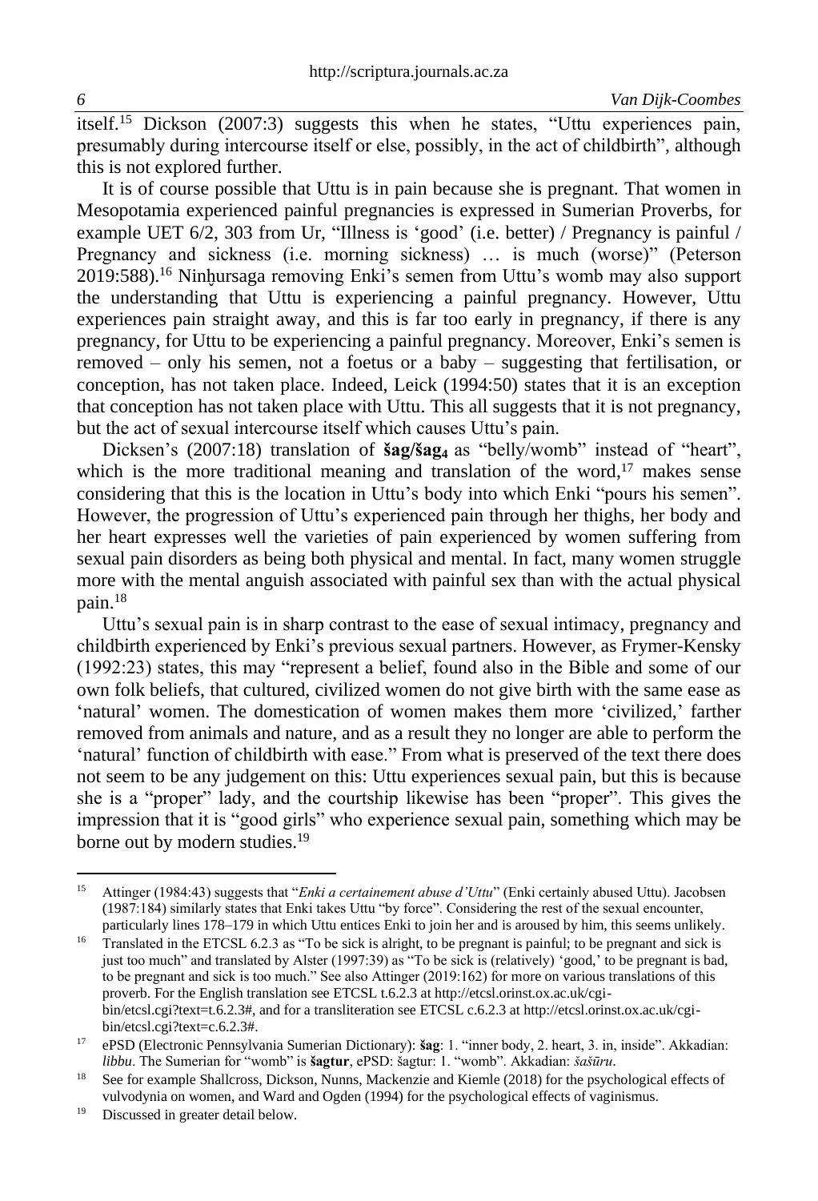itself.[15] Dickson (2007:3) suggests this when he states, "Uttu experiences pain, presumably during intercourse itself or else, possibly, in the act of childbirth", although this is not explored further.

It is of course possible that Uttu is in pain because she is pregnant. That women in Mesopotamia experienced painful pregnancies is expressed in Sumerian Proverbs, for example UET 6/2, 303 from Ur, "Illness is 'good' (i.e. better) / Pregnancy is painful / Pregnancy and sickness (i.e. morning sickness) … is much (worse)" (Peterson 2019:588).[16] Ninḫursaga removing Enki's semen from Uttu's womb may also support the understanding that Uttu is experiencing a painful pregnancy. However, Uttu experiences pain straight away, and this is far too early in pregnancy, if there is any pregnancy, for Uttu to be experiencing a painful pregnancy. Moreover, Enki's semen is removed – only his semen, not a foetus or a baby – suggesting that fertilisation, or conception, has not taken place. Indeed, Leick (1994:50) states that it is an exception that conception has not taken place with Uttu. This all suggests that it is not pregnancy, but the act of sexual intercourse itself which causes Uttu's pain.

Dicksen's (2007:18) translation of **šag/šag₄** as "belly/womb" instead of "heart", which is the more traditional meaning and translation of the word,[17] makes sense considering that this is the location in Uttu's body into which Enki "pours his semen". However, the progression of Uttu's experienced pain through her thighs, her body and her heart expresses well the varieties of pain experienced by women suffering from sexual pain disorders as being both physical and mental. In fact, many women struggle more with the mental anguish associated with painful sex than with the actual physical pain.[18]

Uttu's sexual pain is in sharp contrast to the ease of sexual intimacy, pregnancy and childbirth experienced by Enki's previous sexual partners. However, as Frymer-Kensky (1992:23) states, this may "represent a belief, found also in the Bible and some of our own folk beliefs, that cultured, civilized women do not give birth with the same ease as 'natural' women. The domestication of women makes them more 'civilized,' farther removed from animals and nature, and as a result they no longer are able to perform the 'natural' function of childbirth with ease." From what is preserved of the text there does not seem to be any judgement on this: Uttu experiences sexual pain, but this is because she is a "proper" lady, and the courtship likewise has been "proper". This gives the impression that it is "good girls" who experience sexual pain, something which may be borne out by modern studies.[19]

---

[15] Attinger (1984:43) suggests that "*Enki a certainement abuse d'Uttu*" (Enki certainly abused Uttu). Jacobsen (1987:184) similarly states that Enki takes Uttu "by force". Considering the rest of the sexual encounter, particularly lines 178–179 in which Uttu entices Enki to join her and is aroused by him, this seems unlikely.

[16] Translated in the ETCSL 6.2.3 as "To be sick is alright, to be pregnant is painful; to be pregnant and sick is just too much" and translated by Alster (1997:39) as "To be sick is (relatively) 'good,' to be pregnant is bad, to be pregnant and sick is too much." See also Attinger (2019:162) for more on various translations of this proverb. For the English translation see ETCSL t.6.2.3 at http://etcsl.orinst.ox.ac.uk/cgi-bin/etcsl.cgi?text=t.6.2.3#, and for a transliteration see ETCSL c.6.2.3 at http://etcsl.orinst.ox.ac.uk/cgi-bin/etcsl.cgi?text=c.6.2.3#.

[17] ePSD (Electronic Pennsylvania Sumerian Dictionary): **šag**: 1. "inner body, 2. heart, 3. in, inside". Akkadian: *libbu*. The Sumerian for "womb" is **šagtur**, ePSD: šagtur: 1. "womb". Akkadian: *šašūru*.

[18] See for example Shallcross, Dickson, Nunns, Mackenzie and Kiemle (2018) for the psychological effects of vulvodynia on women, and Ward and Ogden (1994) for the psychological effects of vaginismus.

[19] Discussed in greater detail below.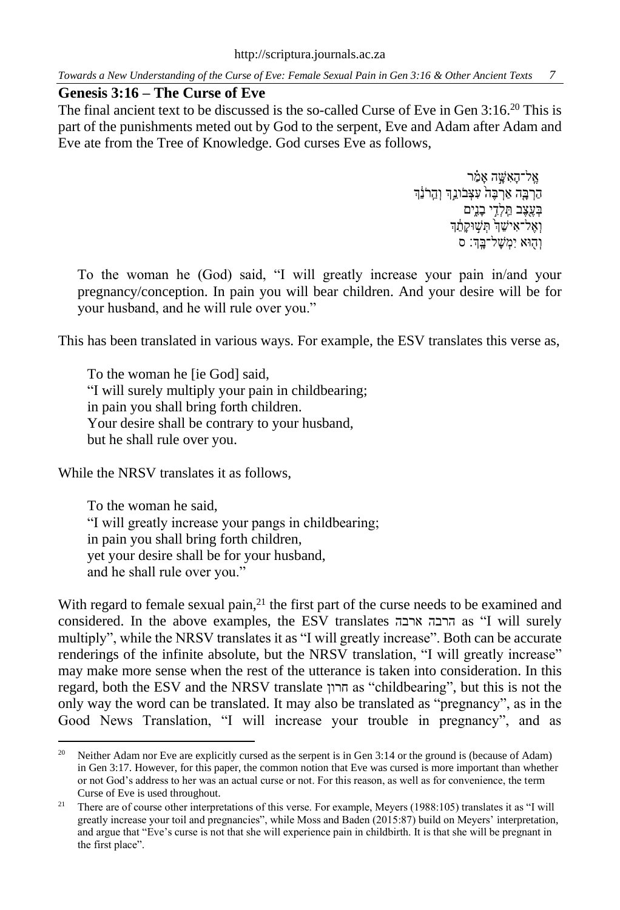## Genesis 3:16 – The Curse of Eve

The final ancient text to be discussed is the so-called Curse of Eve in Gen 3:16.[20] This is part of the punishments meted out by God to the serpent, Eve and Adam after Adam and Eve ate from the Tree of Knowledge. God curses Eve as follows,

> אֶל־הָאִשָּׁה אָמַר
> הַרְבָּה אַרְבֶּה עִצְּבוֹנֵךְ וְהֵרֹנֵךְ
> בְּעֶצֶב תֵּלְדִי בָנִים
> וְאֶל־אִישֵׁךְ תְּשׁוּקָתֵךְ
> וְהוּא יִמְשָׁל־בָּךְ׃ ס

> To the woman he (God) said, "I will greatly increase your pain in/and your pregnancy/conception. In pain you will bear children. And your desire will be for your husband, and he will rule over you."

This has been translated in various ways. For example, the ESV translates this verse as,

> To the woman he [ie God] said,
> "I will surely multiply your pain in childbearing;
> in pain you shall bring forth children.
> Your desire shall be contrary to your husband,
> but he shall rule over you.

While the NRSV translates it as follows,

> To the woman he said,
> "I will greatly increase your pangs in childbearing;
> in pain you shall bring forth children,
> yet your desire shall be for your husband,
> and he shall rule over you."

With regard to female sexual pain,[21] the first part of the curse needs to be examined and considered. In the above examples, the ESV translates הרבה ארבה as "I will surely multiply", while the NRSV translates it as "I will greatly increase". Both can be accurate renderings of the infinite absolute, but the NRSV translation, "I will greatly increase" may make more sense when the rest of the utterance is taken into consideration. In this regard, both the ESV and the NRSV translate הרון as "childbearing", but this is not the only way the word can be translated. It may also be translated as "pregnancy", as in the Good News Translation, "I will increase your trouble in pregnancy", and as

---

[20] Neither Adam nor Eve are explicitly cursed as the serpent is in Gen 3:14 or the ground is (because of Adam) in Gen 3:17. However, for this paper, the common notion that Eve was cursed is more important than whether or not God's address to her was an actual curse or not. For this reason, as well as for convenience, the term Curse of Eve is used throughout.

[21] There are of course other interpretations of this verse. For example, Meyers (1988:105) translates it as "I will greatly increase your toil and pregnancies", while Moss and Baden (2015:87) build on Meyers' interpretation, and argue that "Eve's curse is not that she will experience pain in childbirth. It is that she will be pregnant in the first place".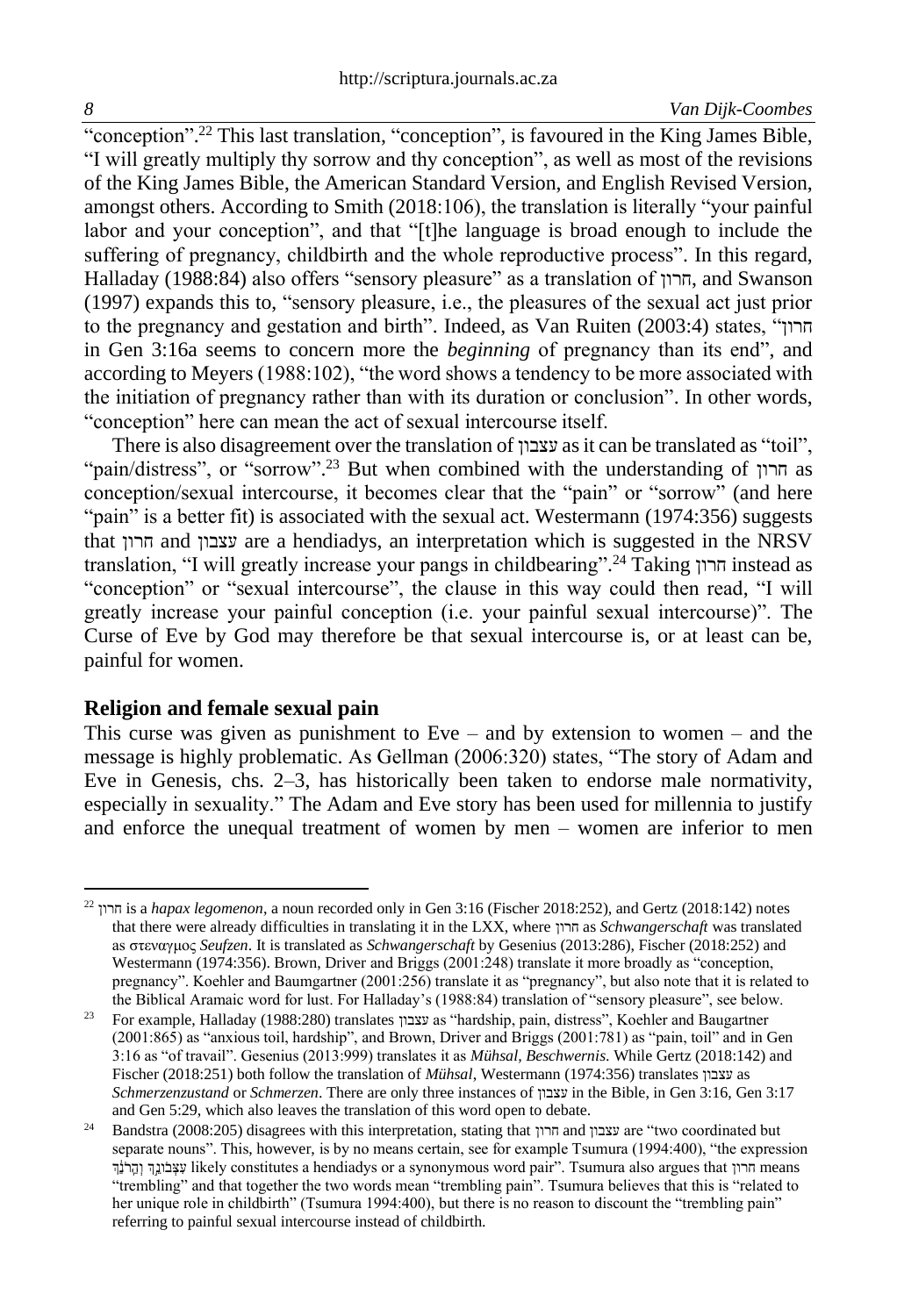"conception".[22] This last translation, "conception", is favoured in the King James Bible, "I will greatly multiply thy sorrow and thy conception", as well as most of the revisions of the King James Bible, the American Standard Version, and English Revised Version, amongst others. According to Smith (2018:106), the translation is literally "your painful labor and your conception", and that "[t]he language is broad enough to include the suffering of pregnancy, childbirth and the whole reproductive process". In this regard, Halladay (1988:84) also offers "sensory pleasure" as a translation of הרון, and Swanson (1997) expands this to, "sensory pleasure, i.e., the pleasures of the sexual act just prior to the pregnancy and gestation and birth". Indeed, as Van Ruiten (2003:4) states, "הרון in Gen 3:16a seems to concern more the *beginning* of pregnancy than its end", and according to Meyers (1988:102), "the word shows a tendency to be more associated with the initiation of pregnancy rather than with its duration or conclusion". In other words, "conception" here can mean the act of sexual intercourse itself.

There is also disagreement over the translation of עצבון as it can be translated as "toil", "pain/distress", or "sorrow".[23] But when combined with the understanding of הרון as conception/sexual intercourse, it becomes clear that the "pain" or "sorrow" (and here "pain" is a better fit) is associated with the sexual act. Westermann (1974:356) suggests that הרון and עצבון are a hendiadys, an interpretation which is suggested in the NRSV translation, "I will greatly increase your pangs in childbearing".[24] Taking הרון instead as "conception" or "sexual intercourse", the clause in this way could then read, "I will greatly increase your painful conception (i.e. your painful sexual intercourse)". The Curse of Eve by God may therefore be that sexual intercourse is, or at least can be, painful for women.

## Religion and female sexual pain

This curse was given as punishment to Eve – and by extension to women – and the message is highly problematic. As Gellman (2006:320) states, "The story of Adam and Eve in Genesis, chs. 2–3, has historically been taken to endorse male normativity, especially in sexuality." The Adam and Eve story has been used for millennia to justify and enforce the unequal treatment of women by men – women are inferior to men

---

[22] הרון is a *hapax legomenon*, a noun recorded only in Gen 3:16 (Fischer 2018:252), and Gertz (2018:142) notes that there were already difficulties in translating it in the LXX, where הרון as *Schwangerschaft* was translated as στεναγμος *Seufzen*. It is translated as *Schwangerschaft* by Gesenius (2013:286), Fischer (2018:252) and Westermann (1974:356). Brown, Driver and Briggs (2001:248) translate it more broadly as "conception, pregnancy". Koehler and Baumgartner (2001:256) translate it as "pregnancy", but also note that it is related to the Biblical Aramaic word for lust. For Halladay's (1988:84) translation of "sensory pleasure", see below.

[23] For example, Halladay (1988:280) translates עצבון as "hardship, pain, distress", Koehler and Baugartner (2001:865) as "anxious toil, hardship", and Brown, Driver and Briggs (2001:781) as "pain, toil" and in Gen 3:16 as "of travail". Gesenius (2013:999) translates it as *Mühsal, Beschwernis.* While Gertz (2018:142) and Fischer (2018:251) both follow the translation of *Mühsal*, Westermann (1974:356) translates עצבון as *Schmerzenzustand* or *Schmerzen*. There are only three instances of עצבון in the Bible, in Gen 3:16, Gen 3:17 and Gen 5:29, which also leaves the translation of this word open to debate.

[24] Bandstra (2008:205) disagrees with this interpretation, stating that הרון and עצבון are "two coordinated but separate nouns". This, however, is by no means certain, see for example Tsumura (1994:400), "the expression עִצְּבוֹנֵךְ וְהֵרֹנֵךְ likely constitutes a hendiadys or a synonymous word pair". Tsumura also argues that הרון means "trembling" and that together the two words mean "trembling pain". Tsumura believes that this is "related to her unique role in childbirth" (Tsumura 1994:400), but there is no reason to discount the "trembling pain" referring to painful sexual intercourse instead of childbirth.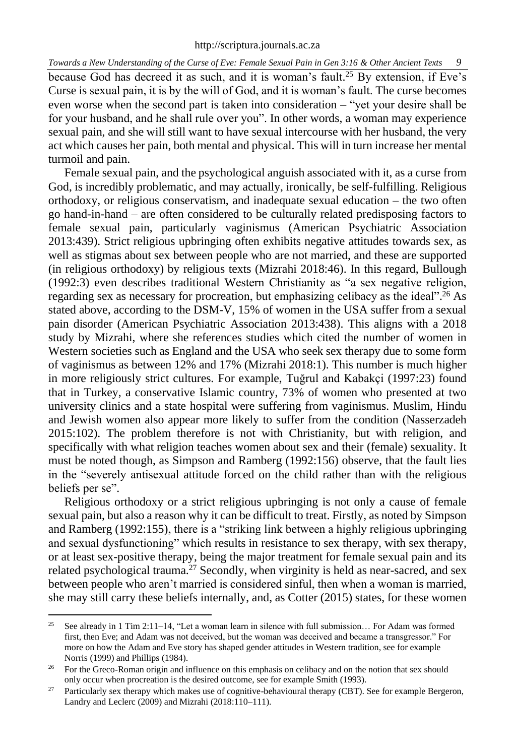because God has decreed it as such, and it is woman's fault.[25] By extension, if Eve's Curse is sexual pain, it is by the will of God, and it is woman's fault. The curse becomes even worse when the second part is taken into consideration – "yet your desire shall be for your husband, and he shall rule over you". In other words, a woman may experience sexual pain, and she will still want to have sexual intercourse with her husband, the very act which causes her pain, both mental and physical. This will in turn increase her mental turmoil and pain.

Female sexual pain, and the psychological anguish associated with it, as a curse from God, is incredibly problematic, and may actually, ironically, be self-fulfilling. Religious orthodoxy, or religious conservatism, and inadequate sexual education – the two often go hand-in-hand – are often considered to be culturally related predisposing factors to female sexual pain, particularly vaginismus (American Psychiatric Association 2013:439). Strict religious upbringing often exhibits negative attitudes towards sex, as well as stigmas about sex between people who are not married, and these are supported (in religious orthodoxy) by religious texts (Mizrahi 2018:46). In this regard, Bullough (1992:3) even describes traditional Western Christianity as "a sex negative religion, regarding sex as necessary for procreation, but emphasizing celibacy as the ideal".[26] As stated above, according to the DSM-V, 15% of women in the USA suffer from a sexual pain disorder (American Psychiatric Association 2013:438). This aligns with a 2018 study by Mizrahi, where she references studies which cited the number of women in Western societies such as England and the USA who seek sex therapy due to some form of vaginismus as between 12% and 17% (Mizrahi 2018:1). This number is much higher in more religiously strict cultures. For example, Tuğrul and Kabakçi (1997:23) found that in Turkey, a conservative Islamic country, 73% of women who presented at two university clinics and a state hospital were suffering from vaginismus. Muslim, Hindu and Jewish women also appear more likely to suffer from the condition (Nasserzadeh 2015:102). The problem therefore is not with Christianity, but with religion, and specifically with what religion teaches women about sex and their (female) sexuality. It must be noted though, as Simpson and Ramberg (1992:156) observe, that the fault lies in the "severely antisexual attitude forced on the child rather than with the religious beliefs per se".

Religious orthodoxy or a strict religious upbringing is not only a cause of female sexual pain, but also a reason why it can be difficult to treat. Firstly, as noted by Simpson and Ramberg (1992:155), there is a "striking link between a highly religious upbringing and sexual dysfunctioning" which results in resistance to sex therapy, with sex therapy, or at least sex-positive therapy, being the major treatment for female sexual pain and its related psychological trauma.[27] Secondly, when virginity is held as near-sacred, and sex between people who aren't married is considered sinful, then when a woman is married, she may still carry these beliefs internally, and, as Cotter (2015) states, for these women

---

[25] See already in 1 Tim 2:11–14, "Let a woman learn in silence with full submission… For Adam was formed first, then Eve; and Adam was not deceived, but the woman was deceived and became a transgressor." For more on how the Adam and Eve story has shaped gender attitudes in Western tradition, see for example Norris (1999) and Phillips (1984).

[26] For the Greco-Roman origin and influence on this emphasis on celibacy and on the notion that sex should only occur when procreation is the desired outcome, see for example Smith (1993).

[27] Particularly sex therapy which makes use of cognitive-behavioural therapy (CBT). See for example Bergeron, Landry and Leclerc (2009) and Mizrahi (2018:110–111).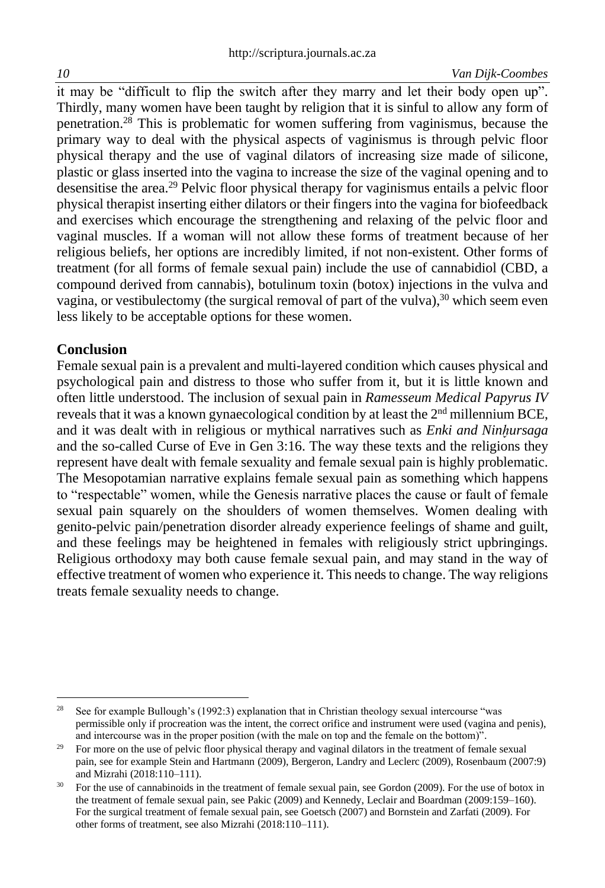it may be "difficult to flip the switch after they marry and let their body open up". Thirdly, many women have been taught by religion that it is sinful to allow any form of penetration.[28] This is problematic for women suffering from vaginismus, because the primary way to deal with the physical aspects of vaginismus is through pelvic floor physical therapy and the use of vaginal dilators of increasing size made of silicone, plastic or glass inserted into the vagina to increase the size of the vaginal opening and to desensitise the area.[29] Pelvic floor physical therapy for vaginismus entails a pelvic floor physical therapist inserting either dilators or their fingers into the vagina for biofeedback and exercises which encourage the strengthening and relaxing of the pelvic floor and vaginal muscles. If a woman will not allow these forms of treatment because of her religious beliefs, her options are incredibly limited, if not non-existent. Other forms of treatment (for all forms of female sexual pain) include the use of cannabidiol (CBD, a compound derived from cannabis), botulinum toxin (botox) injections in the vulva and vagina, or vestibulectomy (the surgical removal of part of the vulva),[30] which seem even less likely to be acceptable options for these women.

## Conclusion

Female sexual pain is a prevalent and multi-layered condition which causes physical and psychological pain and distress to those who suffer from it, but it is little known and often little understood. The inclusion of sexual pain in *Ramesseum Medical Papyrus IV* reveals that it was a known gynaecological condition by at least the 2nd millennium BCE, and it was dealt with in religious or mythical narratives such as *Enki and Ninḫursaga* and the so-called Curse of Eve in Gen 3:16. The way these texts and the religions they represent have dealt with female sexuality and female sexual pain is highly problematic. The Mesopotamian narrative explains female sexual pain as something which happens to "respectable" women, while the Genesis narrative places the cause or fault of female sexual pain squarely on the shoulders of women themselves. Women dealing with genito-pelvic pain/penetration disorder already experience feelings of shame and guilt, and these feelings may be heightened in females with religiously strict upbringings. Religious orthodoxy may both cause female sexual pain, and may stand in the way of effective treatment of women who experience it. This needs to change. The way religions treats female sexuality needs to change.

---

[28] See for example Bullough's (1992:3) explanation that in Christian theology sexual intercourse "was permissible only if procreation was the intent, the correct orifice and instrument were used (vagina and penis), and intercourse was in the proper position (with the male on top and the female on the bottom)".

[29] For more on the use of pelvic floor physical therapy and vaginal dilators in the treatment of female sexual pain, see for example Stein and Hartmann (2009), Bergeron, Landry and Leclerc (2009), Rosenbaum (2007:9) and Mizrahi (2018:110–111).

[30] For the use of cannabinoids in the treatment of female sexual pain, see Gordon (2009). For the use of botox in the treatment of female sexual pain, see Pakic (2009) and Kennedy, Leclair and Boardman (2009:159–160). For the surgical treatment of female sexual pain, see Goetsch (2007) and Bornstein and Zarfati (2009). For other forms of treatment, see also Mizrahi (2018:110–111).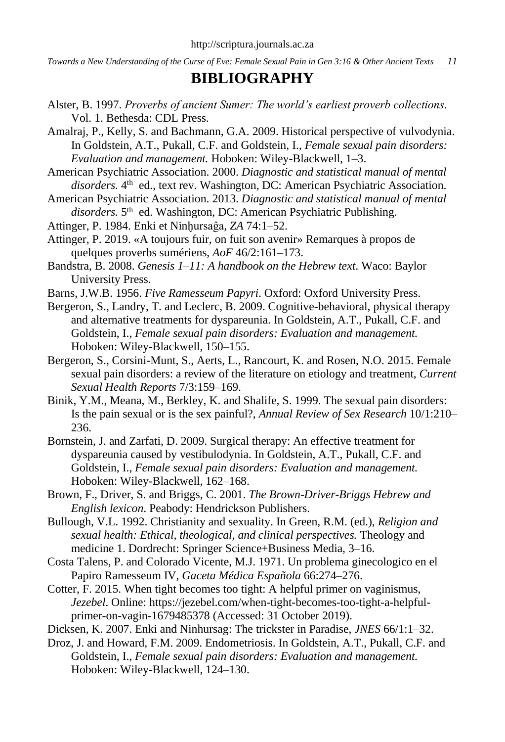# BIBLIOGRAPHY

Alster, B. 1997. *Proverbs of ancient Sumer: The world's earliest proverb collections*. Vol. 1. Bethesda: CDL Press.

Amalraj, P., Kelly, S. and Bachmann, G.A. 2009. Historical perspective of vulvodynia. In Goldstein, A.T., Pukall, C.F. and Goldstein, I., *Female sexual pain disorders: Evaluation and management.* Hoboken: Wiley-Blackwell, 1–3.

American Psychiatric Association. 2000. *Diagnostic and statistical manual of mental disorders.* 4th ed., text rev. Washington, DC: American Psychiatric Association.

American Psychiatric Association. 2013. *Diagnostic and statistical manual of mental disorders.* 5th ed. Washington, DC: American Psychiatric Publishing.

Attinger, P. 1984. Enki et Ninḫursaĝa, *ZA* 74:1–52.

Attinger, P. 2019. «A toujours fuir, on fuit son avenir» Remarques à propos de quelques proverbs sumériens, *AoF* 46/2:161–173.

Bandstra, B. 2008. *Genesis 1–11: A handbook on the Hebrew text*. Waco: Baylor University Press.

Barns, J.W.B. 1956. *Five Ramesseum Papyri*. Oxford: Oxford University Press.

Bergeron, S., Landry, T. and Leclerc, B. 2009. Cognitive-behavioral, physical therapy and alternative treatments for dyspareunia. In Goldstein, A.T., Pukall, C.F. and Goldstein, I., *Female sexual pain disorders: Evaluation and management.* Hoboken: Wiley-Blackwell, 150–155.

Bergeron, S., Corsini-Munt, S., Aerts, L., Rancourt, K. and Rosen, N.O. 2015. Female sexual pain disorders: a review of the literature on etiology and treatment, *Current Sexual Health Reports* 7/3:159–169.

Binik, Y.M., Meana, M., Berkley, K. and Shalife, S. 1999. The sexual pain disorders: Is the pain sexual or is the sex painful?, *Annual Review of Sex Research* 10/1:210–236.

Bornstein, J. and Zarfati, D. 2009. Surgical therapy: An effective treatment for dyspareunia caused by vestibulodynia. In Goldstein, A.T., Pukall, C.F. and Goldstein, I., *Female sexual pain disorders: Evaluation and management.* Hoboken: Wiley-Blackwell, 162–168.

Brown, F., Driver, S. and Briggs, C. 2001. *The Brown-Driver-Briggs Hebrew and English lexicon*. Peabody: Hendrickson Publishers.

Bullough, V.L. 1992. Christianity and sexuality. In Green, R.M. (ed.), *Religion and sexual health: Ethical, theological, and clinical perspectives.* Theology and medicine 1. Dordrecht: Springer Science+Business Media, 3–16.

Costa Talens, P. and Colorado Vicente, M.J. 1971. Un problema ginecologico en el Papiro Ramesseum IV, *Gaceta Médica Española* 66:274–276.

Cotter, F. 2015. When tight becomes too tight: A helpful primer on vaginismus, *Jezebel*. Online: https://jezebel.com/when-tight-becomes-too-tight-a-helpful-primer-on-vagin-1679485378 (Accessed: 31 October 2019).

Dicksen, K. 2007. Enki and Ninhursag: The trickster in Paradise, *JNES* 66/1:1–32.

Droz, J. and Howard, F.M. 2009. Endometriosis. In Goldstein, A.T., Pukall, C.F. and Goldstein, I., *Female sexual pain disorders: Evaluation and management.* Hoboken: Wiley-Blackwell, 124–130.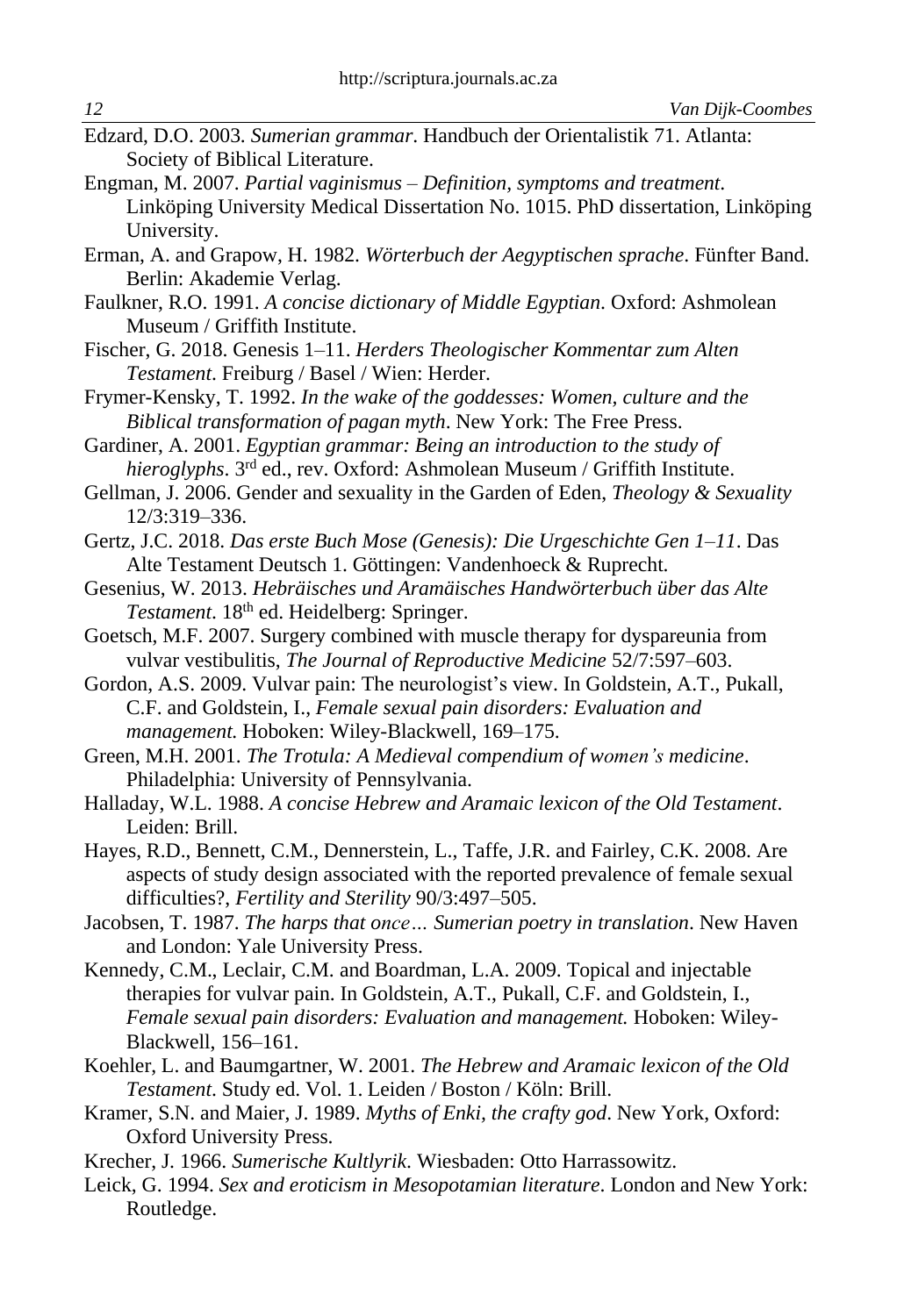Edzard, D.O. 2003. *Sumerian grammar*. Handbuch der Orientalistik 71. Atlanta: Society of Biblical Literature.

Engman, M. 2007. *Partial vaginismus – Definition, symptoms and treatment*. Linköping University Medical Dissertation No. 1015. PhD dissertation, Linköping University.

Erman, A. and Grapow, H. 1982. *Wörterbuch der Aegyptischen sprache*. Fünfter Band. Berlin: Akademie Verlag.

Faulkner, R.O. 1991. *A concise dictionary of Middle Egyptian*. Oxford: Ashmolean Museum / Griffith Institute.

Fischer, G. 2018. Genesis 1–11. *Herders Theologischer Kommentar zum Alten Testament*. Freiburg / Basel / Wien: Herder.

Frymer-Kensky, T. 1992. *In the wake of the goddesses: Women, culture and the Biblical transformation of pagan myth*. New York: The Free Press.

Gardiner, A. 2001. *Egyptian grammar: Being an introduction to the study of hieroglyphs*. 3rd ed., rev. Oxford: Ashmolean Museum / Griffith Institute.

Gellman, J. 2006. Gender and sexuality in the Garden of Eden, *Theology & Sexuality* 12/3:319–336.

Gertz, J.C. 2018. *Das erste Buch Mose (Genesis): Die Urgeschichte Gen 1–11*. Das Alte Testament Deutsch 1. Göttingen: Vandenhoeck & Ruprecht.

Gesenius, W. 2013. *Hebräisches und Aramäisches Handwörterbuch über das Alte Testament*. 18th ed. Heidelberg: Springer.

Goetsch, M.F. 2007. Surgery combined with muscle therapy for dyspareunia from vulvar vestibulitis, *The Journal of Reproductive Medicine* 52/7:597–603.

Gordon, A.S. 2009. Vulvar pain: The neurologist's view. In Goldstein, A.T., Pukall, C.F. and Goldstein, I., *Female sexual pain disorders: Evaluation and management.* Hoboken: Wiley-Blackwell, 169–175.

Green, M.H. 2001. *The Trotula: A Medieval compendium of women's medicine*. Philadelphia: University of Pennsylvania.

Halladay, W.L. 1988. *A concise Hebrew and Aramaic lexicon of the Old Testament*. Leiden: Brill.

Hayes, R.D., Bennett, C.M., Dennerstein, L., Taffe, J.R. and Fairley, C.K. 2008. Are aspects of study design associated with the reported prevalence of female sexual difficulties?, *Fertility and Sterility* 90/3:497–505.

Jacobsen, T. 1987. *The harps that once… Sumerian poetry in translation*. New Haven and London: Yale University Press.

Kennedy, C.M., Leclair, C.M. and Boardman, L.A. 2009. Topical and injectable therapies for vulvar pain. In Goldstein, A.T., Pukall, C.F. and Goldstein, I., *Female sexual pain disorders: Evaluation and management.* Hoboken: Wiley-Blackwell, 156–161.

Koehler, L. and Baumgartner, W. 2001. *The Hebrew and Aramaic lexicon of the Old Testament*. Study ed. Vol. 1. Leiden / Boston / Köln: Brill.

Kramer, S.N. and Maier, J. 1989. *Myths of Enki, the crafty god*. New York, Oxford: Oxford University Press.

Krecher, J. 1966. *Sumerische Kultlyrik*. Wiesbaden: Otto Harrassowitz.

Leick, G. 1994. *Sex and eroticism in Mesopotamian literature*. London and New York: Routledge.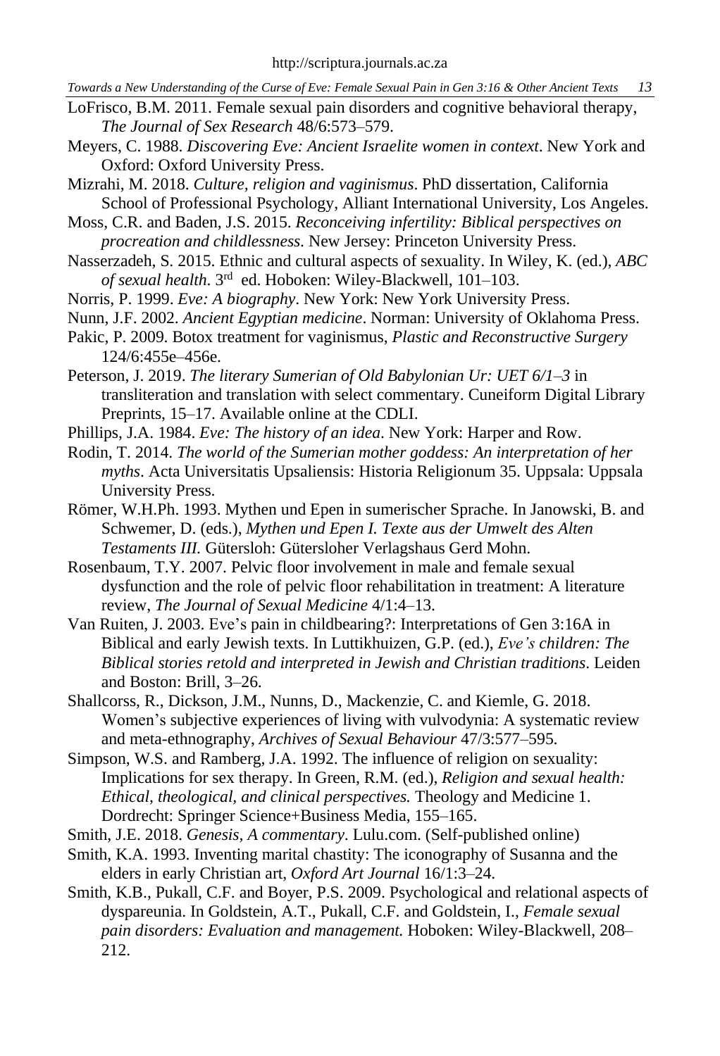LoFrisco, B.M. 2011. Female sexual pain disorders and cognitive behavioral therapy, *The Journal of Sex Research* 48/6:573–579.

Meyers, C. 1988. *Discovering Eve: Ancient Israelite women in context*. New York and Oxford: Oxford University Press.

Mizrahi, M. 2018. *Culture, religion and vaginismus*. PhD dissertation, California School of Professional Psychology, Alliant International University, Los Angeles.

Moss, C.R. and Baden, J.S. 2015. *Reconceiving infertility: Biblical perspectives on procreation and childlessness*. New Jersey: Princeton University Press.

Nasserzadeh, S. 2015. Ethnic and cultural aspects of sexuality. In Wiley, K. (ed.), *ABC of sexual health*. 3rd ed. Hoboken: Wiley-Blackwell, 101–103.

Norris, P. 1999. *Eve: A biography*. New York: New York University Press.

Nunn, J.F. 2002. *Ancient Egyptian medicine*. Norman: University of Oklahoma Press.

Pakic, P. 2009. Botox treatment for vaginismus, *Plastic and Reconstructive Surgery* 124/6:455e–456e.

Peterson, J. 2019. *The literary Sumerian of Old Babylonian Ur: UET 6/1–3* in transliteration and translation with select commentary. Cuneiform Digital Library Preprints, 15–17. Available online at the CDLI.

Phillips, J.A. 1984. *Eve: The history of an idea*. New York: Harper and Row.

Rodin, T. 2014. *The world of the Sumerian mother goddess: An interpretation of her myths*. Acta Universitatis Upsaliensis: Historia Religionum 35. Uppsala: Uppsala University Press.

Römer, W.H.Ph. 1993. Mythen und Epen in sumerischer Sprache. In Janowski, B. and Schwemer, D. (eds.), *Mythen und Epen I. Texte aus der Umwelt des Alten Testaments III.* Gütersloh: Gütersloher Verlagshaus Gerd Mohn.

Rosenbaum, T.Y. 2007. Pelvic floor involvement in male and female sexual dysfunction and the role of pelvic floor rehabilitation in treatment: A literature review, *The Journal of Sexual Medicine* 4/1:4–13.

Van Ruiten, J. 2003. Eve's pain in childbearing?: Interpretations of Gen 3:16A in Biblical and early Jewish texts. In Luttikhuizen, G.P. (ed.), *Eve's children: The Biblical stories retold and interpreted in Jewish and Christian traditions*. Leiden and Boston: Brill, 3–26.

Shallcorss, R., Dickson, J.M., Nunns, D., Mackenzie, C. and Kiemle, G. 2018. Women's subjective experiences of living with vulvodynia: A systematic review and meta-ethnography, *Archives of Sexual Behaviour* 47/3:577–595.

Simpson, W.S. and Ramberg, J.A. 1992. The influence of religion on sexuality: Implications for sex therapy. In Green, R.M. (ed.), *Religion and sexual health: Ethical, theological, and clinical perspectives.* Theology and Medicine 1. Dordrecht: Springer Science+Business Media, 155–165.

Smith, J.E. 2018. *Genesis, A commentary*. Lulu.com. (Self-published online)

Smith, K.A. 1993. Inventing marital chastity: The iconography of Susanna and the elders in early Christian art, *Oxford Art Journal* 16/1:3–24.

Smith, K.B., Pukall, C.F. and Boyer, P.S. 2009. Psychological and relational aspects of dyspareunia. In Goldstein, A.T., Pukall, C.F. and Goldstein, I., *Female sexual pain disorders: Evaluation and management.* Hoboken: Wiley-Blackwell, 208–212.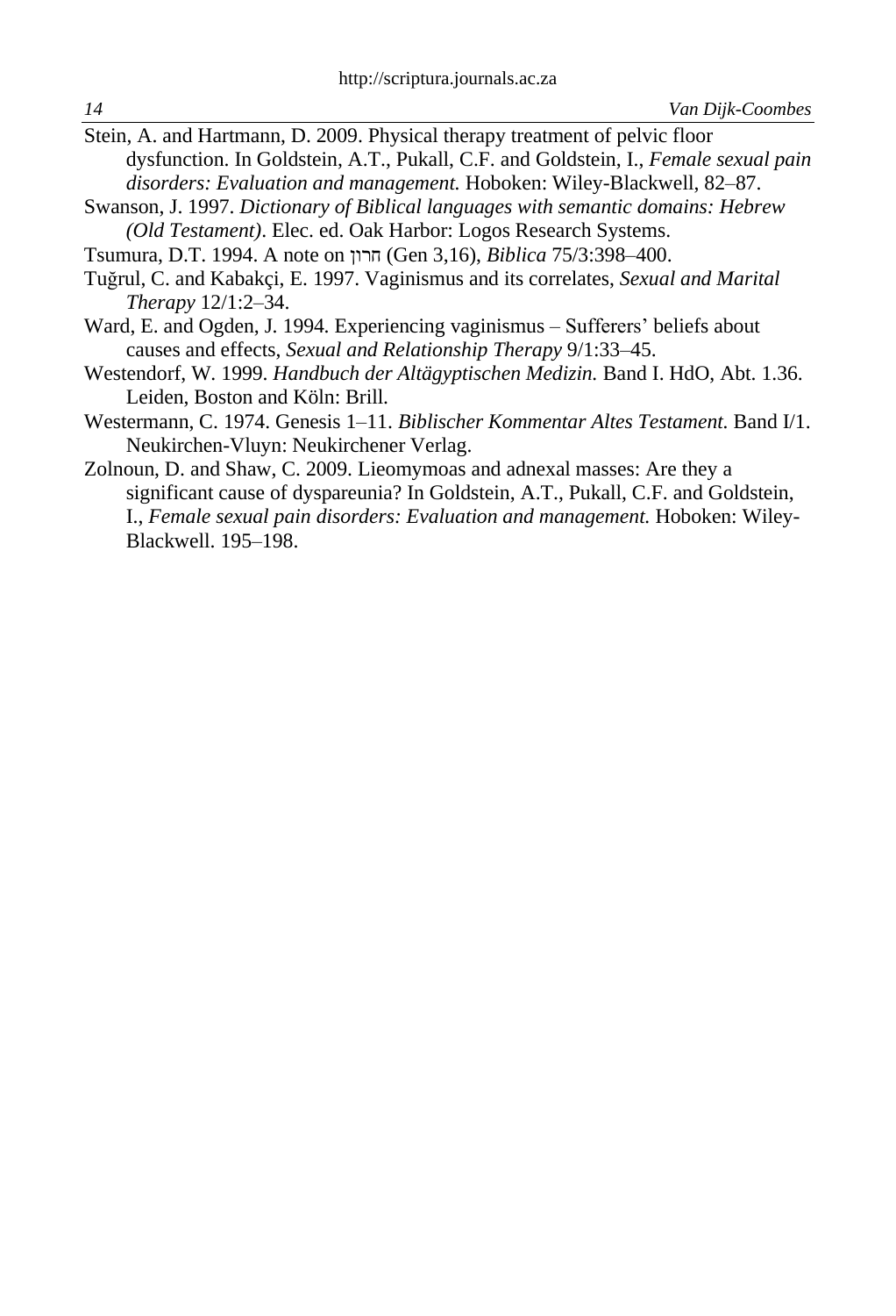Stein, A. and Hartmann, D. 2009. Physical therapy treatment of pelvic floor dysfunction. In Goldstein, A.T., Pukall, C.F. and Goldstein, I., *Female sexual pain disorders: Evaluation and management.* Hoboken: Wiley-Blackwell, 82–87.

Swanson, J. 1997. *Dictionary of Biblical languages with semantic domains: Hebrew (Old Testament)*. Elec. ed. Oak Harbor: Logos Research Systems.

Tsumura, D.T. 1994. A note on הרון (Gen 3,16), *Biblica* 75/3:398–400.

Tuğrul, C. and Kabakçi, E. 1997. Vaginismus and its correlates, *Sexual and Marital Therapy* 12/1:2–34.

Ward, E. and Ogden, J. 1994. Experiencing vaginismus – Sufferers' beliefs about causes and effects, *Sexual and Relationship Therapy* 9/1:33–45.

Westendorf, W. 1999. *Handbuch der Altägyptischen Medizin.* Band I. HdO, Abt. 1.36. Leiden, Boston and Köln: Brill.

Westermann, C. 1974. Genesis 1–11. *Biblischer Kommentar Altes Testament.* Band I/1. Neukirchen-Vluyn: Neukirchener Verlag.

Zolnoun, D. and Shaw, C. 2009. Lieomymoas and adnexal masses: Are they a significant cause of dyspareunia? In Goldstein, A.T., Pukall, C.F. and Goldstein, I., *Female sexual pain disorders: Evaluation and management.* Hoboken: Wiley-Blackwell. 195–198.